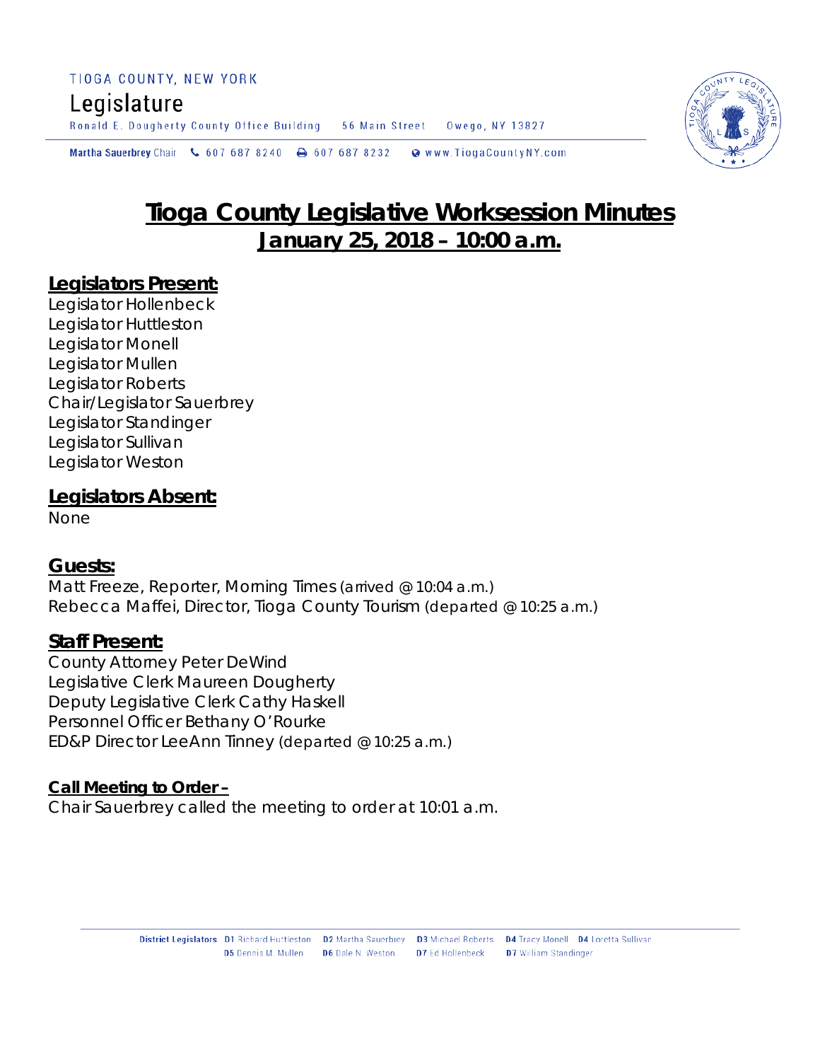TIOGA COUNTY, NEW YORK

Legislature

Ronald E. Dougherty County Office Building 56 Main Street Owego, NY 13827

Martha Sauerbrey Chair 607 687 8240 607 687 8232 www.TiogaCountyNY.com

# Tioga County Legislative Worksession Minutes
## January 25, 2018 – 10:00 a.m.

**Legislators Present:**

Legislator Hollenbeck
Legislator Huttleston
Legislator Monell
Legislator Mullen
Legislator Roberts
Chair/Legislator Sauerbrey
Legislator Standinger
Legislator Sullivan
Legislator Weston

**Legislators Absent:**

None

**Guests:**

Matt Freeze, Reporter, Morning Times (arrived @ 10:04 a.m.)
Rebecca Maffei, Director, Tioga County Tourism (departed @ 10:25 a.m.)

**Staff Present:**

County Attorney Peter DeWind
Legislative Clerk Maureen Dougherty
Deputy Legislative Clerk Cathy Haskell
Personnel Officer Bethany O'Rourke
ED&P Director LeeAnn Tinney (departed @ 10:25 a.m.)

**Call Meeting to Order –**

Chair Sauerbrey called the meeting to order at 10:01 a.m.

District Legislators D1 Richard Huttleston D2 Martha Sauerbrey D3 Michael Roberts D4 Tracy Monell D4 Loretta Sullivan D5 Dennis M. Mullen D6 Dale N. Weston D7 Ed Hollenbeck D7 William Standinger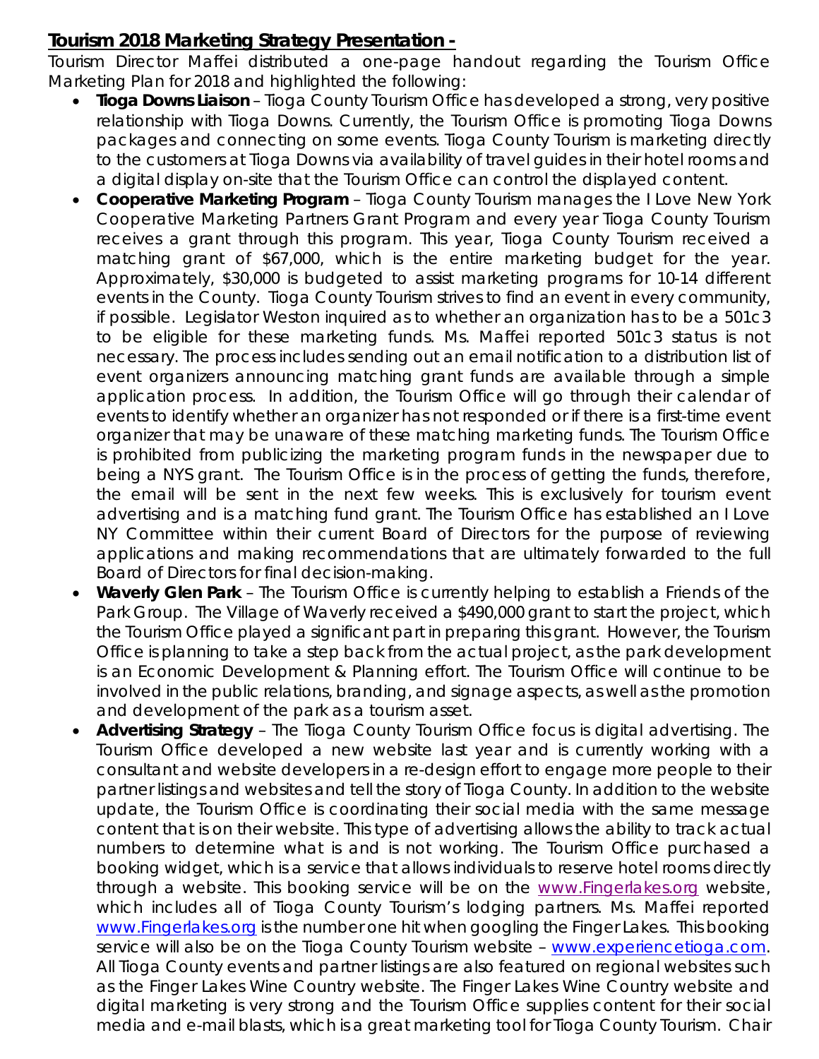**Tourism 2018 Marketing Strategy Presentation -**

Tourism Director Maffei distributed a one-page handout regarding the Tourism Office Marketing Plan for 2018 and highlighted the following:

- **Tioga Downs Liaison** – Tioga County Tourism Office has developed a strong, very positive relationship with Tioga Downs. Currently, the Tourism Office is promoting Tioga Downs packages and connecting on some events. Tioga County Tourism is marketing directly to the customers at Tioga Downs via availability of travel guides in their hotel rooms and a digital display on-site that the Tourism Office can control the displayed content.
- **Cooperative Marketing Program** – Tioga County Tourism manages the I Love New York Cooperative Marketing Partners Grant Program and every year Tioga County Tourism receives a grant through this program. This year, Tioga County Tourism received a matching grant of $67,000, which is the entire marketing budget for the year. Approximately, $30,000 is budgeted to assist marketing programs for 10-14 different events in the County. Tioga County Tourism strives to find an event in every community, if possible. Legislator Weston inquired as to whether an organization has to be a 501c3 to be eligible for these marketing funds. Ms. Maffei reported 501c3 status is not necessary. The process includes sending out an email notification to a distribution list of event organizers announcing matching grant funds are available through a simple application process. In addition, the Tourism Office will go through their calendar of events to identify whether an organizer has not responded or if there is a first-time event organizer that may be unaware of these matching marketing funds. The Tourism Office is prohibited from publicizing the marketing program funds in the newspaper due to being a NYS grant. The Tourism Office is in the process of getting the funds, therefore, the email will be sent in the next few weeks. This is exclusively for tourism event advertising and is a matching fund grant. The Tourism Office has established an I Love NY Committee within their current Board of Directors for the purpose of reviewing applications and making recommendations that are ultimately forwarded to the full Board of Directors for final decision-making.
- **Waverly Glen Park** – The Tourism Office is currently helping to establish a Friends of the Park Group. The Village of Waverly received a $490,000 grant to start the project, which the Tourism Office played a significant part in preparing this grant. However, the Tourism Office is planning to take a step back from the actual project, as the park development is an Economic Development & Planning effort. The Tourism Office will continue to be involved in the public relations, branding, and signage aspects, as well as the promotion and development of the park as a tourism asset.
- **Advertising Strategy** – The Tioga County Tourism Office focus is digital advertising. The Tourism Office developed a new website last year and is currently working with a consultant and website developers in a re-design effort to engage more people to their partner listings and websites and tell the story of Tioga County. In addition to the website update, the Tourism Office is coordinating their social media with the same message content that is on their website. This type of advertising allows the ability to track actual numbers to determine what is and is not working. The Tourism Office purchased a booking widget, which is a service that allows individuals to reserve hotel rooms directly through a website. This booking service will be on the www.Fingerlakes.org website, which includes all of Tioga County Tourism's lodging partners. Ms. Maffei reported www.Fingerlakes.org is the number one hit when googling the Finger Lakes. This booking service will also be on the Tioga County Tourism website – www.experiencetioga.com. All Tioga County events and partner listings are also featured on regional websites such as the Finger Lakes Wine Country website. The Finger Lakes Wine Country website and digital marketing is very strong and the Tourism Office supplies content for their social media and e-mail blasts, which is a great marketing tool for Tioga County Tourism. Chair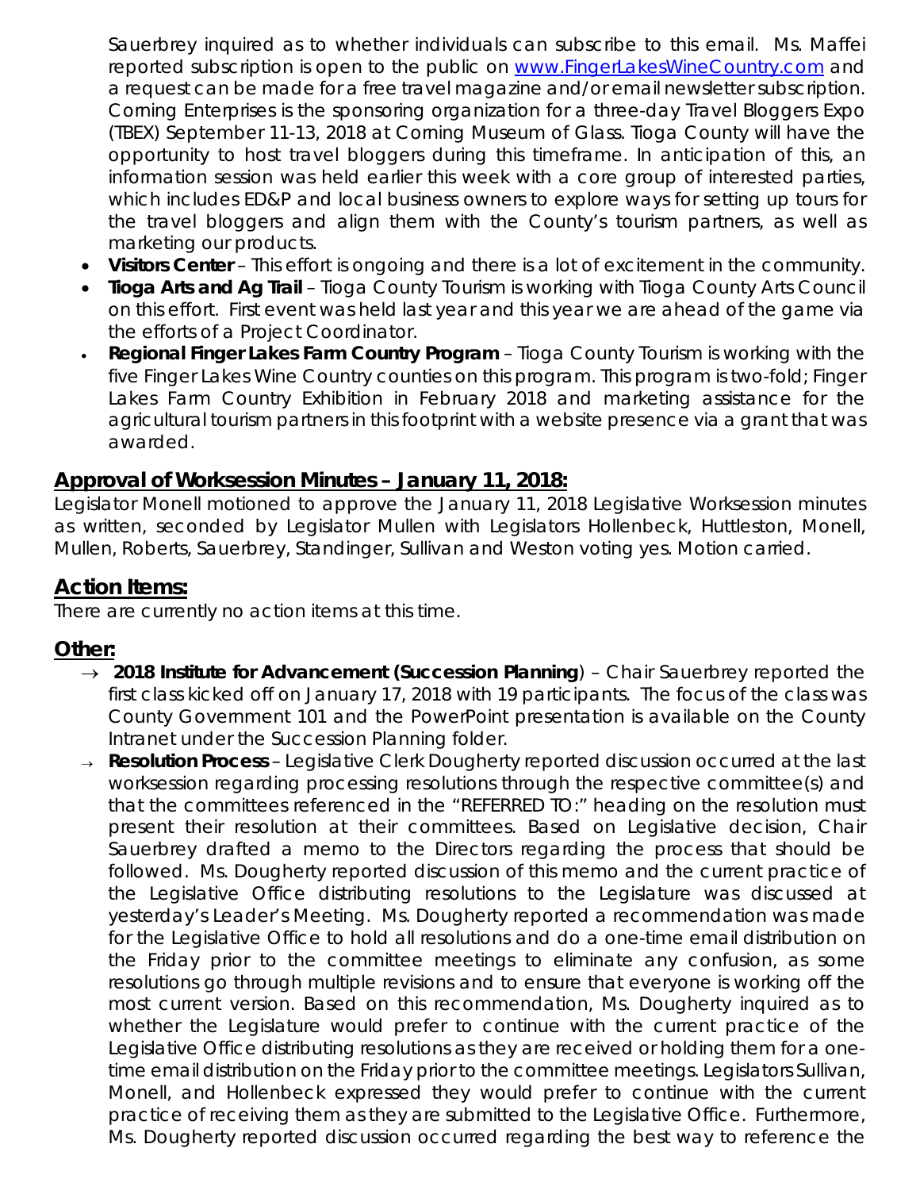Sauerbrey inquired as to whether individuals can subscribe to this email. Ms. Maffei reported subscription is open to the public on [www.FingerLakesWineCountry.com](http://www.FingerLakesWineCountry.com) and a request can be made for a free travel magazine and/or email newsletter subscription. Corning Enterprises is the sponsoring organization for a three-day Travel Bloggers Expo (TBEX) September 11-13, 2018 at Corning Museum of Glass. Tioga County will have the opportunity to host travel bloggers during this timeframe. In anticipation of this, an information session was held earlier this week with a core group of interested parties, which includes ED&P and local business owners to explore ways for setting up tours for the travel bloggers and align them with the County's tourism partners, as well as marketing our products.

- **Visitors Center** – This effort is ongoing and there is a lot of excitement in the community.
- **Tioga Arts and Ag Trail** – Tioga County Tourism is working with Tioga County Arts Council on this effort. First event was held last year and this year we are ahead of the game via the efforts of a Project Coordinator.
- **Regional Finger Lakes Farm Country Program** – Tioga County Tourism is working with the five Finger Lakes Wine Country counties on this program. This program is two-fold; Finger Lakes Farm Country Exhibition in February 2018 and marketing assistance for the agricultural tourism partners in this footprint with a website presence via a grant that was awarded.

## Approval of Worksession Minutes – January 11, 2018:

Legislator Monell motioned to approve the January 11, 2018 Legislative Worksession minutes as written, seconded by Legislator Mullen with Legislators Hollenbeck, Huttleston, Monell, Mullen, Roberts, Sauerbrey, Standinger, Sullivan and Weston voting yes. Motion carried.

## Action Items:

There are currently no action items at this time.

## Other:

- → **2018 Institute for Advancement (Succession Planning**) – Chair Sauerbrey reported the first class kicked off on January 17, 2018 with 19 participants. The focus of the class was County Government 101 and the PowerPoint presentation is available on the County Intranet under the Succession Planning folder.
- → **Resolution Process** – Legislative Clerk Dougherty reported discussion occurred at the last worksession regarding processing resolutions through the respective committee(s) and that the committees referenced in the "REFERRED TO:" heading on the resolution must present their resolution at their committees. Based on Legislative decision, Chair Sauerbrey drafted a memo to the Directors regarding the process that should be followed. Ms. Dougherty reported discussion of this memo and the current practice of the Legislative Office distributing resolutions to the Legislature was discussed at yesterday's Leader's Meeting. Ms. Dougherty reported a recommendation was made for the Legislative Office to hold all resolutions and do a one-time email distribution on the Friday prior to the committee meetings to eliminate any confusion, as some resolutions go through multiple revisions and to ensure that everyone is working off the most current version. Based on this recommendation, Ms. Dougherty inquired as to whether the Legislature would prefer to continue with the current practice of the Legislative Office distributing resolutions as they are received or holding them for a one-time email distribution on the Friday prior to the committee meetings. Legislators Sullivan, Monell, and Hollenbeck expressed they would prefer to continue with the current practice of receiving them as they are submitted to the Legislative Office. Furthermore, Ms. Dougherty reported discussion occurred regarding the best way to reference the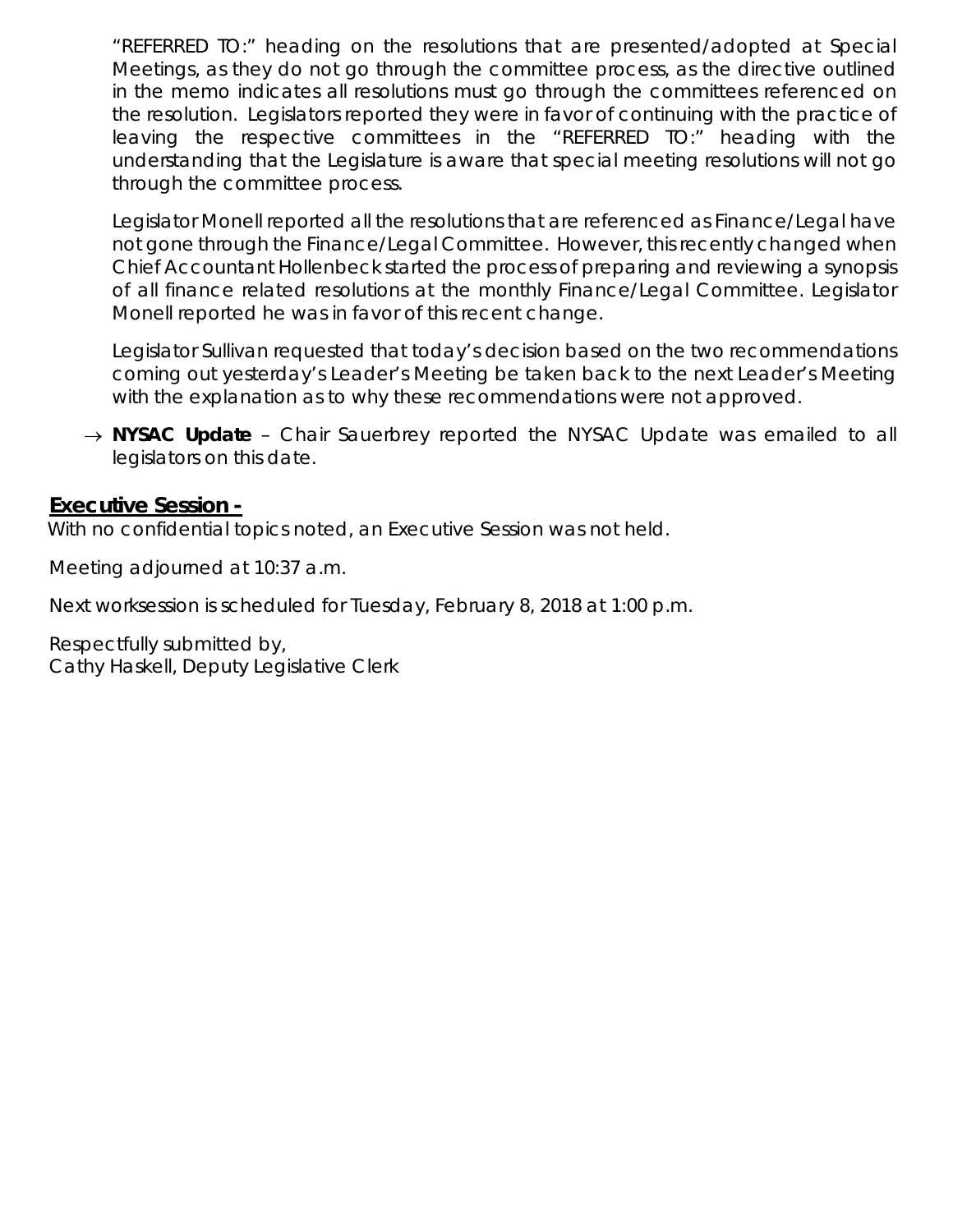"REFERRED TO:" heading on the resolutions that are presented/adopted at Special Meetings, as they do not go through the committee process, as the directive outlined in the memo indicates all resolutions must go through the committees referenced on the resolution. Legislators reported they were in favor of continuing with the practice of leaving the respective committees in the "REFERRED TO:" heading with the understanding that the Legislature is aware that special meeting resolutions will not go through the committee process.

Legislator Monell reported all the resolutions that are referenced as Finance/Legal have not gone through the Finance/Legal Committee. However, this recently changed when Chief Accountant Hollenbeck started the process of preparing and reviewing a synopsis of all finance related resolutions at the monthly Finance/Legal Committee. Legislator Monell reported he was in favor of this recent change.

Legislator Sullivan requested that today's decision based on the two recommendations coming out yesterday's Leader's Meeting be taken back to the next Leader's Meeting with the explanation as to why these recommendations were not approved.

→ **NYSAC Update** – Chair Sauerbrey reported the NYSAC Update was emailed to all legislators on this date.

## Executive Session -

With no confidential topics noted, an Executive Session was not held.

Meeting adjourned at 10:37 a.m.

Next worksession is scheduled for Tuesday, February 8, 2018 at 1:00 p.m.

Respectfully submitted by,
Cathy Haskell, Deputy Legislative Clerk